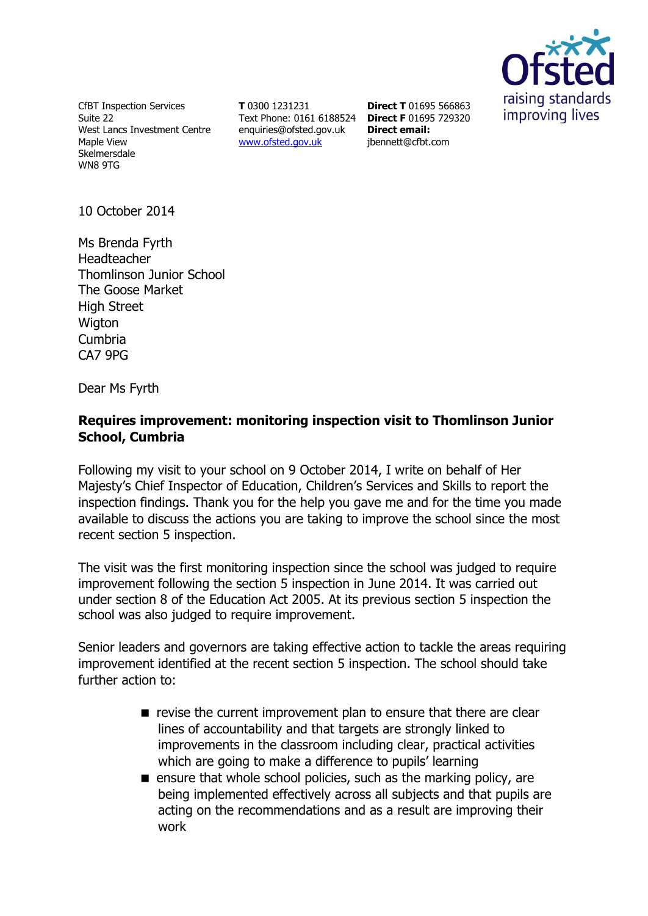CfBT Inspection Services
Suite 22
West Lancs Investment Centre
Maple View
Skelmersdale
WN8 9TG

**T** 0300 1231231
Text Phone: 0161 6188524
enquiries@ofsted.gov.uk
www.ofsted.gov.uk

**Direct T** 01695 566863
**Direct F** 01695 729320
**Direct email:**
jbennett@cfbt.com

Ofsted
raising standards
improving lives

10 October 2014

Ms Brenda Fyrth
Headteacher
Thomlinson Junior School
The Goose Market
High Street
Wigton
Cumbria
CA7 9PG

Dear Ms Fyrth

**Requires improvement: monitoring inspection visit to Thomlinson Junior School, Cumbria**

Following my visit to your school on 9 October 2014, I write on behalf of Her Majesty's Chief Inspector of Education, Children's Services and Skills to report the inspection findings. Thank you for the help you gave me and for the time you made available to discuss the actions you are taking to improve the school since the most recent section 5 inspection.

The visit was the first monitoring inspection since the school was judged to require improvement following the section 5 inspection in June 2014. It was carried out under section 8 of the Education Act 2005. At its previous section 5 inspection the school was also judged to require improvement.

Senior leaders and governors are taking effective action to tackle the areas requiring improvement identified at the recent section 5 inspection. The school should take further action to:

- revise the current improvement plan to ensure that there are clear lines of accountability and that targets are strongly linked to improvements in the classroom including clear, practical activities which are going to make a difference to pupils' learning
- ensure that whole school policies, such as the marking policy, are being implemented effectively across all subjects and that pupils are acting on the recommendations and as a result are improving their work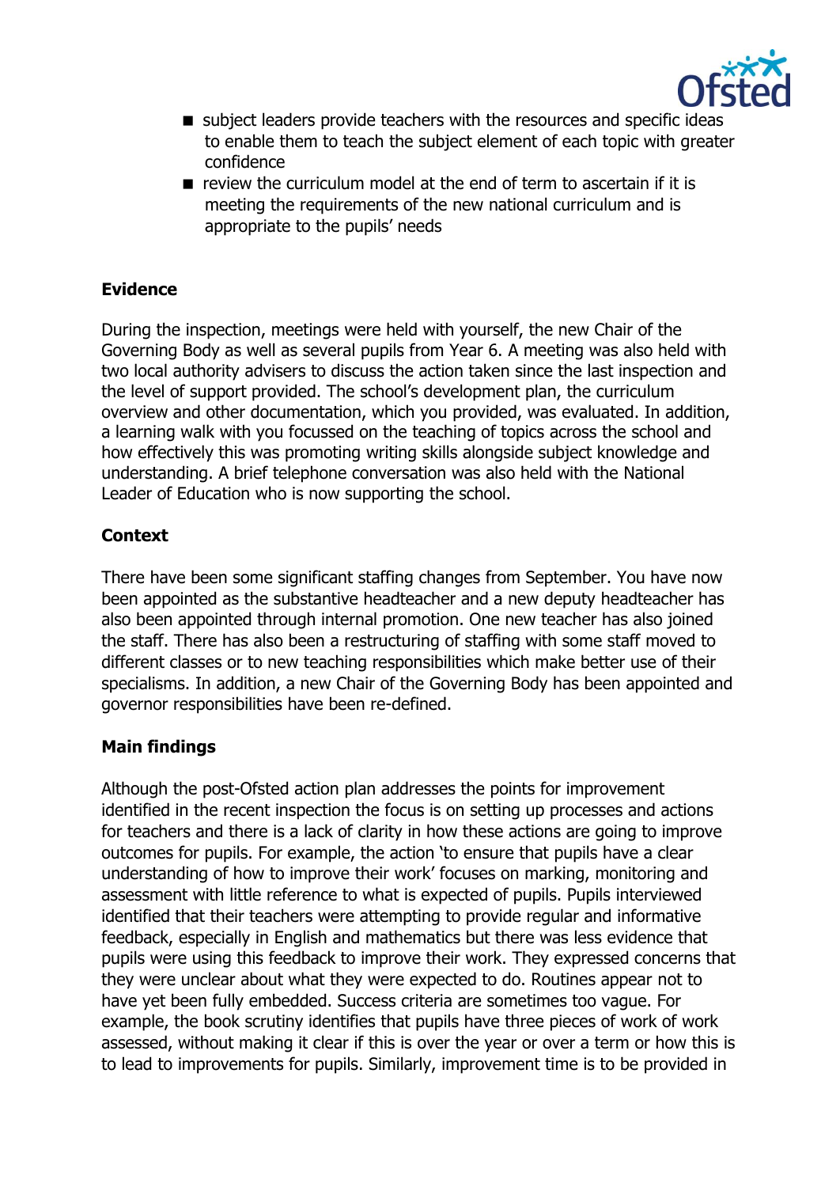- subject leaders provide teachers with the resources and specific ideas to enable them to teach the subject element of each topic with greater confidence
- review the curriculum model at the end of term to ascertain if it is meeting the requirements of the new national curriculum and is appropriate to the pupils' needs

**Evidence**

During the inspection, meetings were held with yourself, the new Chair of the Governing Body as well as several pupils from Year 6. A meeting was also held with two local authority advisers to discuss the action taken since the last inspection and the level of support provided. The school's development plan, the curriculum overview and other documentation, which you provided, was evaluated. In addition, a learning walk with you focussed on the teaching of topics across the school and how effectively this was promoting writing skills alongside subject knowledge and understanding. A brief telephone conversation was also held with the National Leader of Education who is now supporting the school.

**Context**

There have been some significant staffing changes from September. You have now been appointed as the substantive headteacher and a new deputy headteacher has also been appointed through internal promotion. One new teacher has also joined the staff. There has also been a restructuring of staffing with some staff moved to different classes or to new teaching responsibilities which make better use of their specialisms. In addition, a new Chair of the Governing Body has been appointed and governor responsibilities have been re-defined.

**Main findings**

Although the post-Ofsted action plan addresses the points for improvement identified in the recent inspection the focus is on setting up processes and actions for teachers and there is a lack of clarity in how these actions are going to improve outcomes for pupils. For example, the action 'to ensure that pupils have a clear understanding of how to improve their work' focuses on marking, monitoring and assessment with little reference to what is expected of pupils. Pupils interviewed identified that their teachers were attempting to provide regular and informative feedback, especially in English and mathematics but there was less evidence that pupils were using this feedback to improve their work. They expressed concerns that they were unclear about what they were expected to do. Routines appear not to have yet been fully embedded. Success criteria are sometimes too vague. For example, the book scrutiny identifies that pupils have three pieces of work of work assessed, without making it clear if this is over the year or over a term or how this is to lead to improvements for pupils. Similarly, improvement time is to be provided in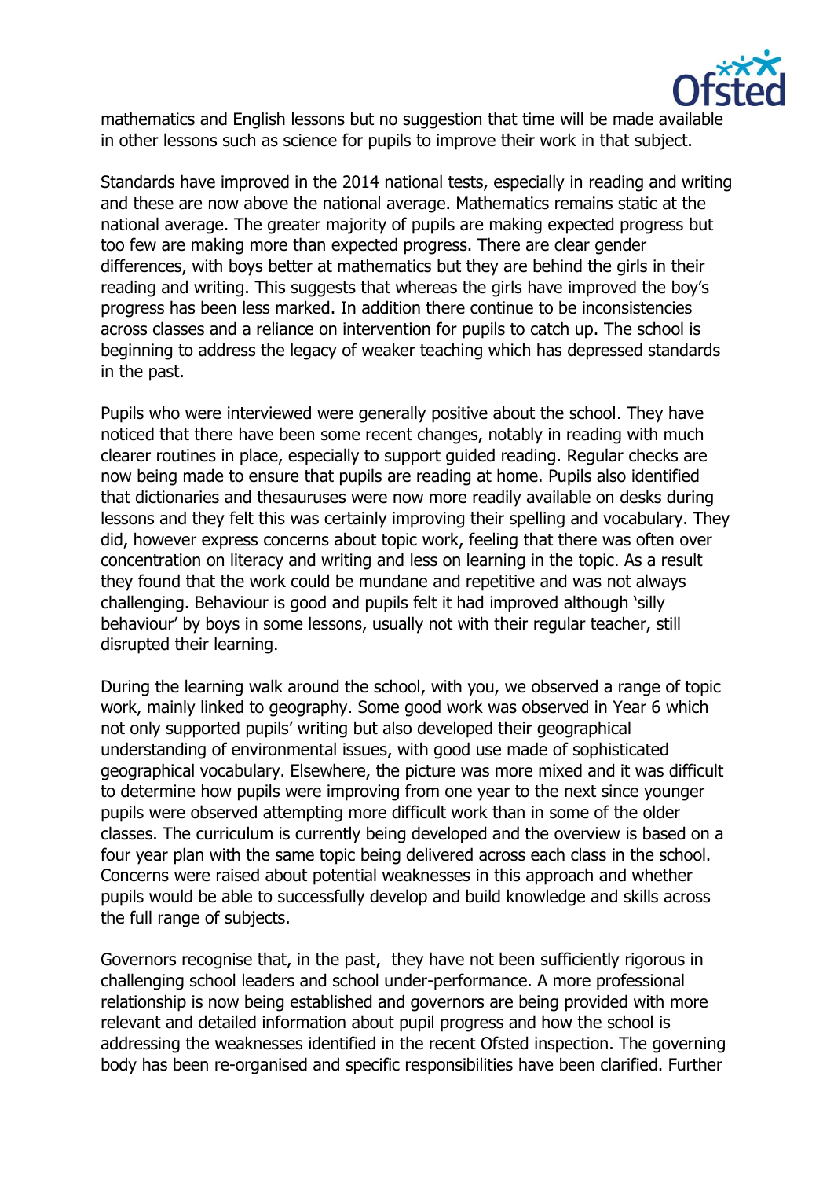mathematics and English lessons but no suggestion that time will be made available in other lessons such as science for pupils to improve their work in that subject.

Standards have improved in the 2014 national tests, especially in reading and writing and these are now above the national average. Mathematics remains static at the national average. The greater majority of pupils are making expected progress but too few are making more than expected progress. There are clear gender differences, with boys better at mathematics but they are behind the girls in their reading and writing. This suggests that whereas the girls have improved the boy's progress has been less marked. In addition there continue to be inconsistencies across classes and a reliance on intervention for pupils to catch up. The school is beginning to address the legacy of weaker teaching which has depressed standards in the past.

Pupils who were interviewed were generally positive about the school. They have noticed that there have been some recent changes, notably in reading with much clearer routines in place, especially to support guided reading. Regular checks are now being made to ensure that pupils are reading at home. Pupils also identified that dictionaries and thesauruses were now more readily available on desks during lessons and they felt this was certainly improving their spelling and vocabulary. They did, however express concerns about topic work, feeling that there was often over concentration on literacy and writing and less on learning in the topic. As a result they found that the work could be mundane and repetitive and was not always challenging. Behaviour is good and pupils felt it had improved although 'silly behaviour' by boys in some lessons, usually not with their regular teacher, still disrupted their learning.

During the learning walk around the school, with you, we observed a range of topic work, mainly linked to geography. Some good work was observed in Year 6 which not only supported pupils' writing but also developed their geographical understanding of environmental issues, with good use made of sophisticated geographical vocabulary. Elsewhere, the picture was more mixed and it was difficult to determine how pupils were improving from one year to the next since younger pupils were observed attempting more difficult work than in some of the older classes. The curriculum is currently being developed and the overview is based on a four year plan with the same topic being delivered across each class in the school. Concerns were raised about potential weaknesses in this approach and whether pupils would be able to successfully develop and build knowledge and skills across the full range of subjects.

Governors recognise that, in the past, they have not been sufficiently rigorous in challenging school leaders and school under-performance. A more professional relationship is now being established and governors are being provided with more relevant and detailed information about pupil progress and how the school is addressing the weaknesses identified in the recent Ofsted inspection. The governing body has been re-organised and specific responsibilities have been clarified. Further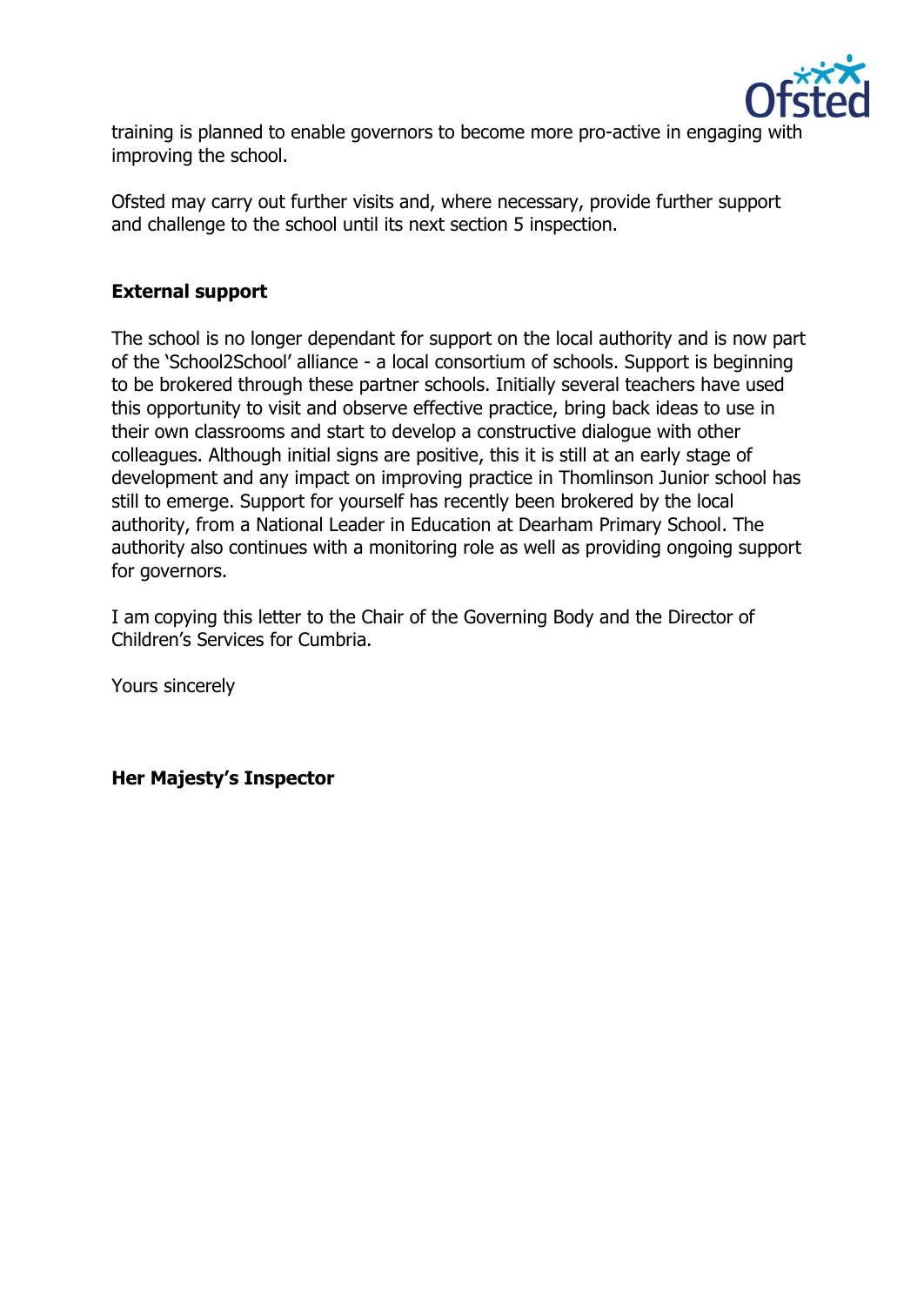training is planned to enable governors to become more pro-active in engaging with improving the school.

Ofsted may carry out further visits and, where necessary, provide further support and challenge to the school until its next section 5 inspection.

**External support**

The school is no longer dependant for support on the local authority and is now part of the 'School2School' alliance - a local consortium of schools. Support is beginning to be brokered through these partner schools. Initially several teachers have used this opportunity to visit and observe effective practice, bring back ideas to use in their own classrooms and start to develop a constructive dialogue with other colleagues. Although initial signs are positive, this it is still at an early stage of development and any impact on improving practice in Thomlinson Junior school has still to emerge. Support for yourself has recently been brokered by the local authority, from a National Leader in Education at Dearham Primary School. The authority also continues with a monitoring role as well as providing ongoing support for governors.

I am copying this letter to the Chair of the Governing Body and the Director of Children's Services for Cumbria.

Yours sincerely

**Her Majesty's Inspector**